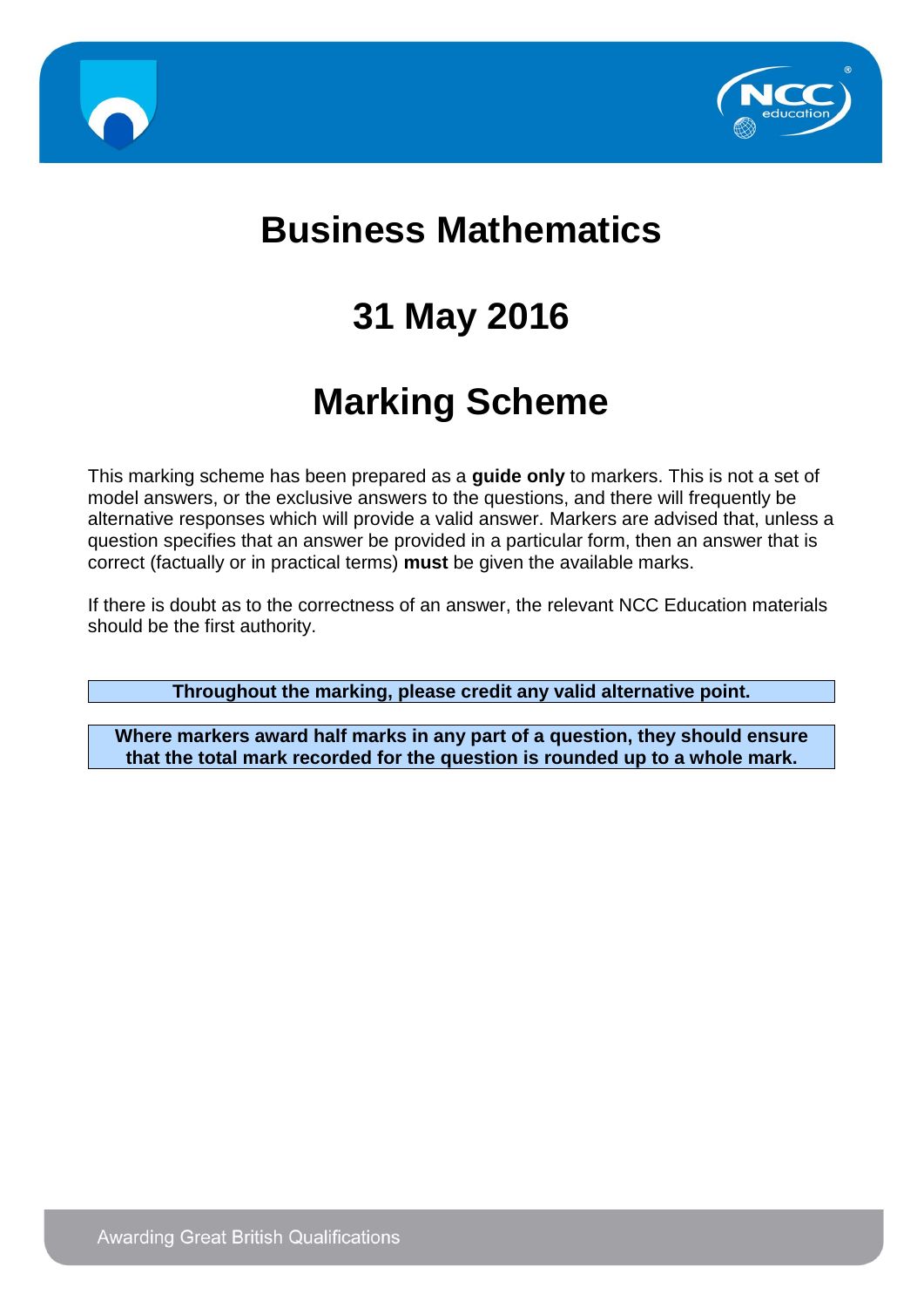# Business Mathematics

# 31 May 2016

# Marking Scheme

This marking scheme has been prepared as a **guide only** to markers. This is not a set of model answers, or the exclusive answers to the questions, and there will frequently be alternative responses which will provide a valid answer. Markers are advised that, unless a question specifies that an answer be provided in a particular form, then an answer that is correct (factually or in practical terms) **must** be given the available marks.

If there is doubt as to the correctness of an answer, the relevant NCC Education materials should be the first authority.

**Throughout the marking, please credit any valid alternative point.**

**Where markers award half marks in any part of a question, they should ensure that the total mark recorded for the question is rounded up to a whole mark.**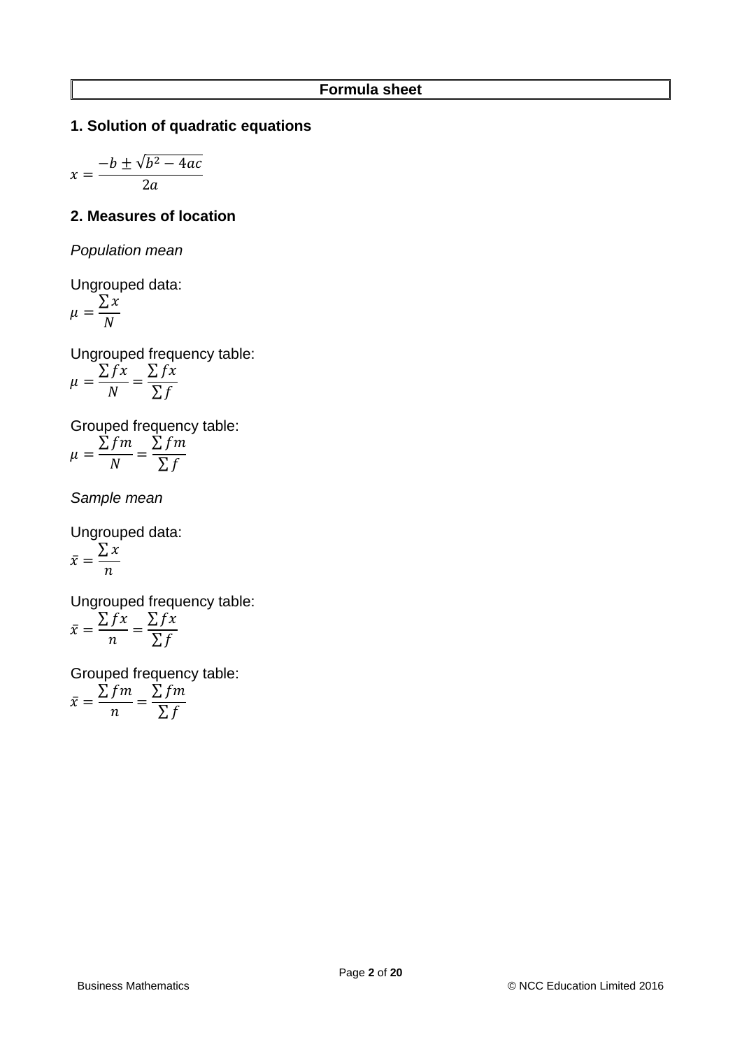# Formula sheet

## 1. Solution of quadratic equations

$$x = \frac{-b \pm \sqrt{b^2 - 4ac}}{2a}$$

## 2. Measures of location

*Population mean*

Ungrouped data:

$$\mu = \frac{\sum x}{N}$$

Ungrouped frequency table:

$$\mu = \frac{\sum fx}{N} = \frac{\sum fx}{\sum f}$$

Grouped frequency table:

$$\mu = \frac{\sum fm}{N} = \frac{\sum fm}{\sum f}$$

*Sample mean*

Ungrouped data:

$$\bar{x} = \frac{\sum x}{n}$$

Ungrouped frequency table:

$$\bar{x} = \frac{\sum fx}{n} = \frac{\sum fx}{\sum f}$$

Grouped frequency table:

$$\bar{x} = \frac{\sum fm}{n} = \frac{\sum fm}{\sum f}$$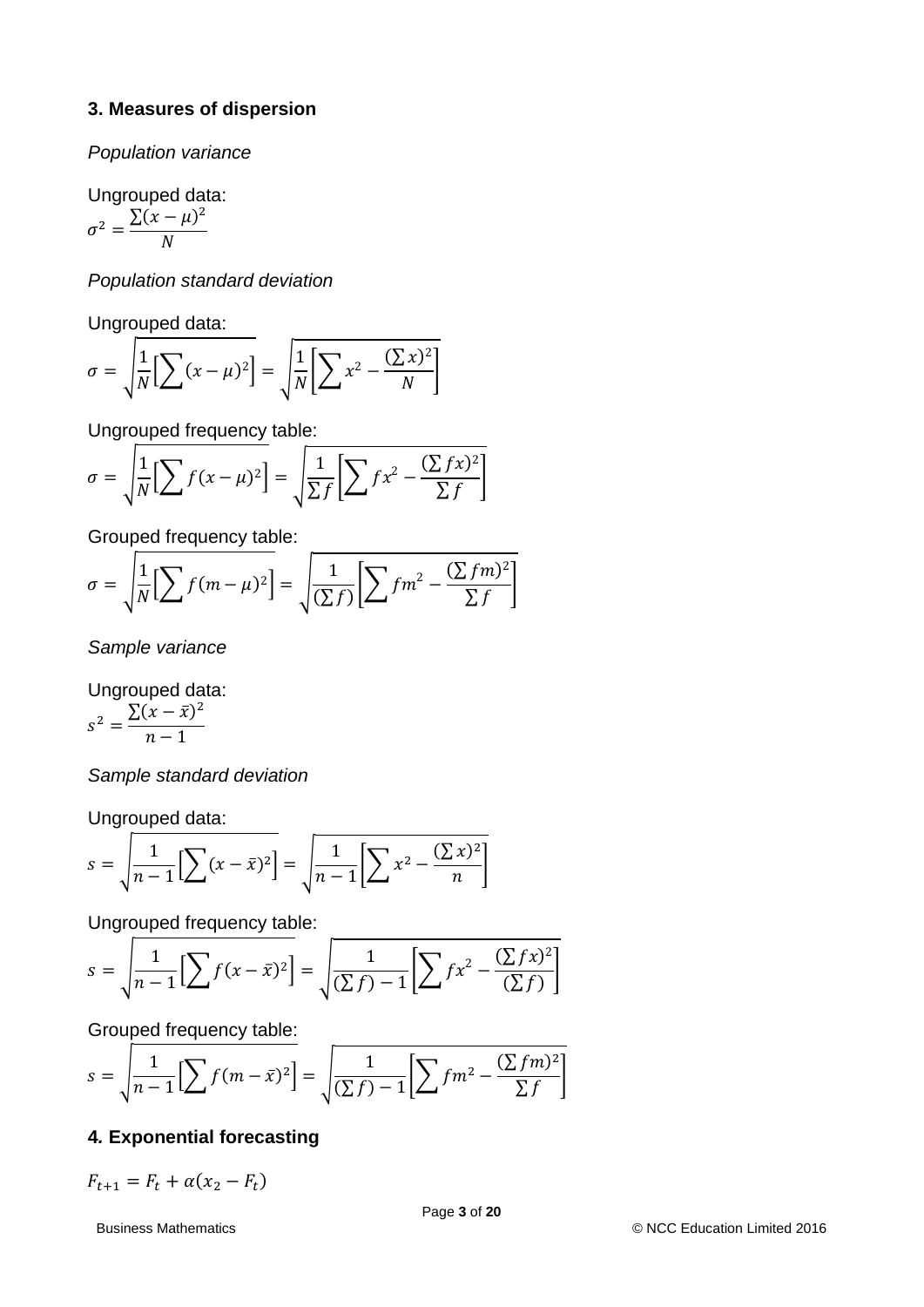**3. Measures of dispersion**

*Population variance*

Ungrouped data:

$$\sigma^2 = \frac{\sum(x-\mu)^2}{N}$$

*Population standard deviation*

Ungrouped data:

$$\sigma = \sqrt{\frac{1}{N}\left[\sum(x-\mu)^2\right]} = \sqrt{\frac{1}{N}\left[\sum x^2 - \frac{(\sum x)^2}{N}\right]}$$

Ungrouped frequency table:

$$\sigma = \sqrt{\frac{1}{N}\left[\sum f(x-\mu)^2\right]} = \sqrt{\frac{1}{\sum f}\left[\sum fx^2 - \frac{(\sum fx)^2}{\sum f}\right]}$$

Grouped frequency table:

$$\sigma = \sqrt{\frac{1}{N}\left[\sum f(m-\mu)^2\right]} = \sqrt{\frac{1}{(\sum f)}\left[\sum fm^2 - \frac{(\sum fm)^2}{\sum f}\right]}$$

*Sample variance*

Ungrouped data:

$$s^2 = \frac{\sum(x-\bar{x})^2}{n-1}$$

*Sample standard deviation*

Ungrouped data:

$$s = \sqrt{\frac{1}{n-1}\left[\sum(x-\bar{x})^2\right]} = \sqrt{\frac{1}{n-1}\left[\sum x^2 - \frac{(\sum x)^2}{n}\right]}$$

Ungrouped frequency table:

$$s = \sqrt{\frac{1}{n-1}\left[\sum f(x-\bar{x})^2\right]} = \sqrt{\frac{1}{(\sum f)-1}\left[\sum fx^2 - \frac{(\sum fx)^2}{(\sum f)}\right]}$$

Grouped frequency table:

$$s = \sqrt{\frac{1}{n-1}\left[\sum f(m-\bar{x})^2\right]} = \sqrt{\frac{1}{(\sum f)-1}\left[\sum fm^2 - \frac{(\sum fm)^2}{\sum f}\right]}$$

**4. Exponential forecasting**

$$F_{t+1} = F_t + \alpha(x_2 - F_t)$$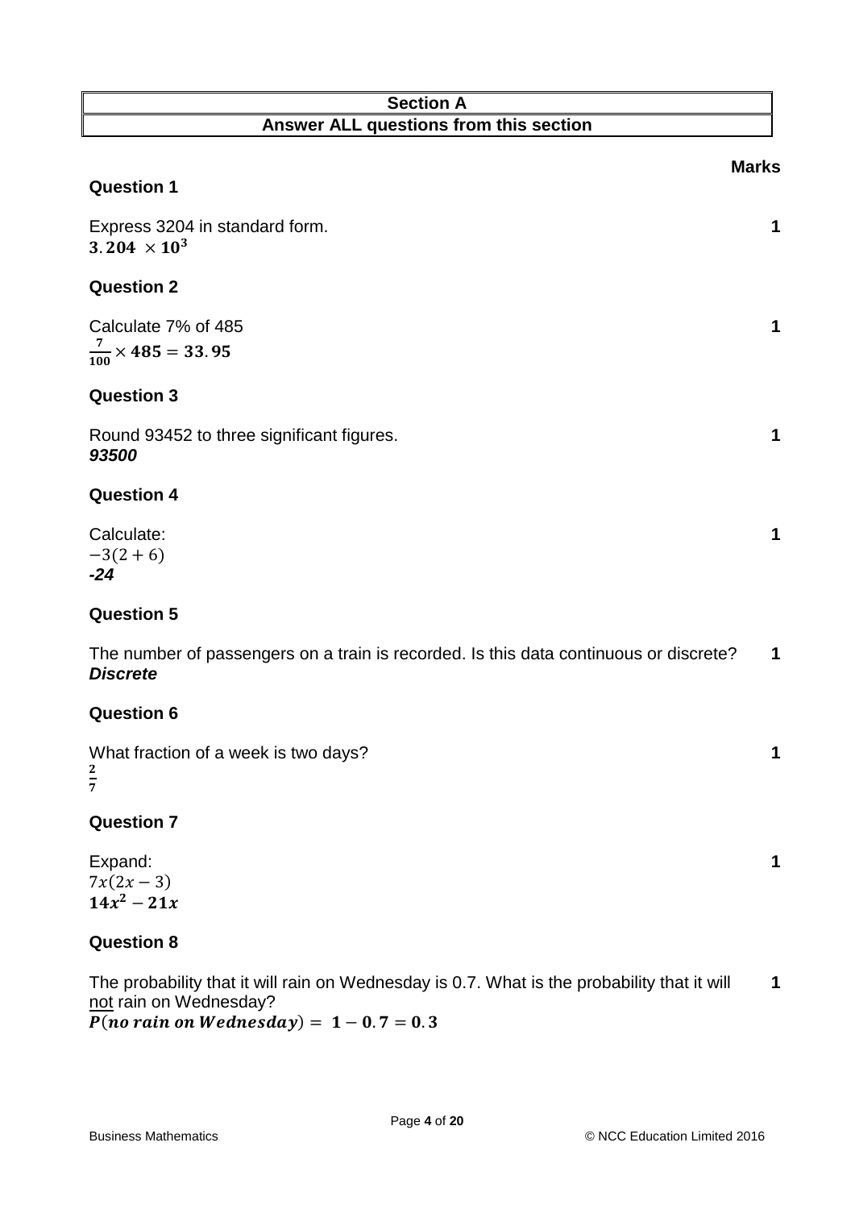| **Section A** |
| --- |
| **Answer ALL questions from this section** |

**Marks**

### Question 1

Express 3204 in standard form. **1**

$\mathbf{3.204 \times 10^3}$

### Question 2

Calculate 7% of 485 **1**

$\mathbf{\frac{7}{100} \times 485 = 33.95}$

### Question 3

Round 93452 to three significant figures. **1**

***93500***

### Question 4

Calculate: **1**

$-3(2+6)$

***-24***

### Question 5

The number of passengers on a train is recorded. Is this data continuous or discrete? **1**

***Discrete***

### Question 6

What fraction of a week is two days? **1**

$\mathbf{\frac{2}{7}}$

### Question 7

Expand: **1**

$7x(2x-3)$

$\mathbf{14x^2 - 21x}$

### Question 8

The probability that it will rain on Wednesday is 0.7. What is the probability that it will not rain on Wednesday? **1**

$\boldsymbol{P(no\ rain\ on\ Wednesday) = 1 - 0.7 = 0.3}$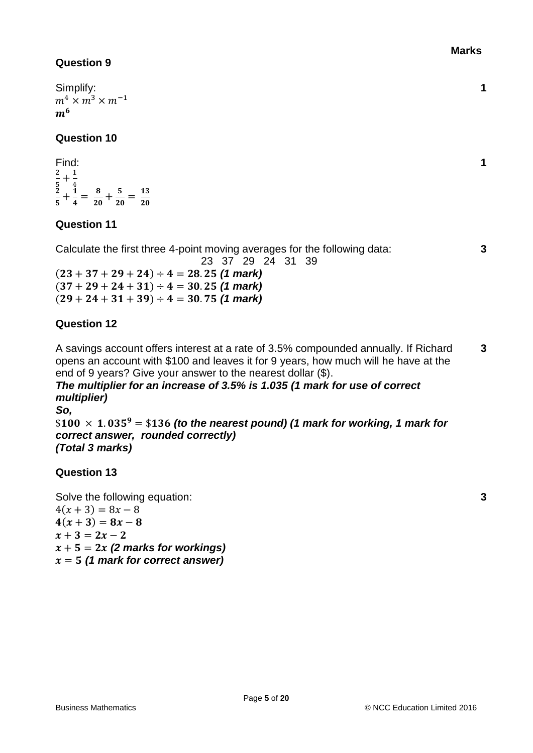**Marks**

## Question 9

Simplify: **1**

$m^4 \times m^3 \times m^{-1}$

$\boldsymbol{m^6}$

## Question 10

Find: **1**

$\frac{2}{5} + \frac{1}{4}$

$\boldsymbol{\frac{2}{5} + \frac{1}{4} = \frac{8}{20} + \frac{5}{20} = \frac{13}{20}}$

## Question 11

Calculate the first three 4-point moving averages for the following data: **3**

23 37 29 24 31 39

$\boldsymbol{(23 + 37 + 29 + 24) \div 4 = 28.25}$ ***(1 mark)***

$\boldsymbol{(37 + 29 + 24 + 31) \div 4 = 30.25}$ ***(1 mark)***

$\boldsymbol{(29 + 24 + 31 + 39) \div 4 = 30.75}$ ***(1 mark)***

## Question 12

A savings account offers interest at a rate of 3.5% compounded annually. If Richard opens an account with \$100 and leaves it for 9 years, how much will he have at the end of 9 years? Give your answer to the nearest dollar (\$). **3**

***The multiplier for an increase of 3.5% is 1.035 (1 mark for use of correct multiplier)***

***So,***

$\boldsymbol{\$100 \times 1.035^9 = \$136}$ ***(to the nearest pound) (1 mark for working, 1 mark for correct answer, rounded correctly)***

***(Total 3 marks)***

## Question 13

Solve the following equation: **3**

$4(x + 3) = 8x - 8$

$\boldsymbol{4(x + 3) = 8x - 8}$

$\boldsymbol{x + 3 = 2x - 2}$

$\boldsymbol{x + 5 = 2x}$ ***(2 marks for workings)***

$\boldsymbol{x = 5}$ ***(1 mark for correct answer)***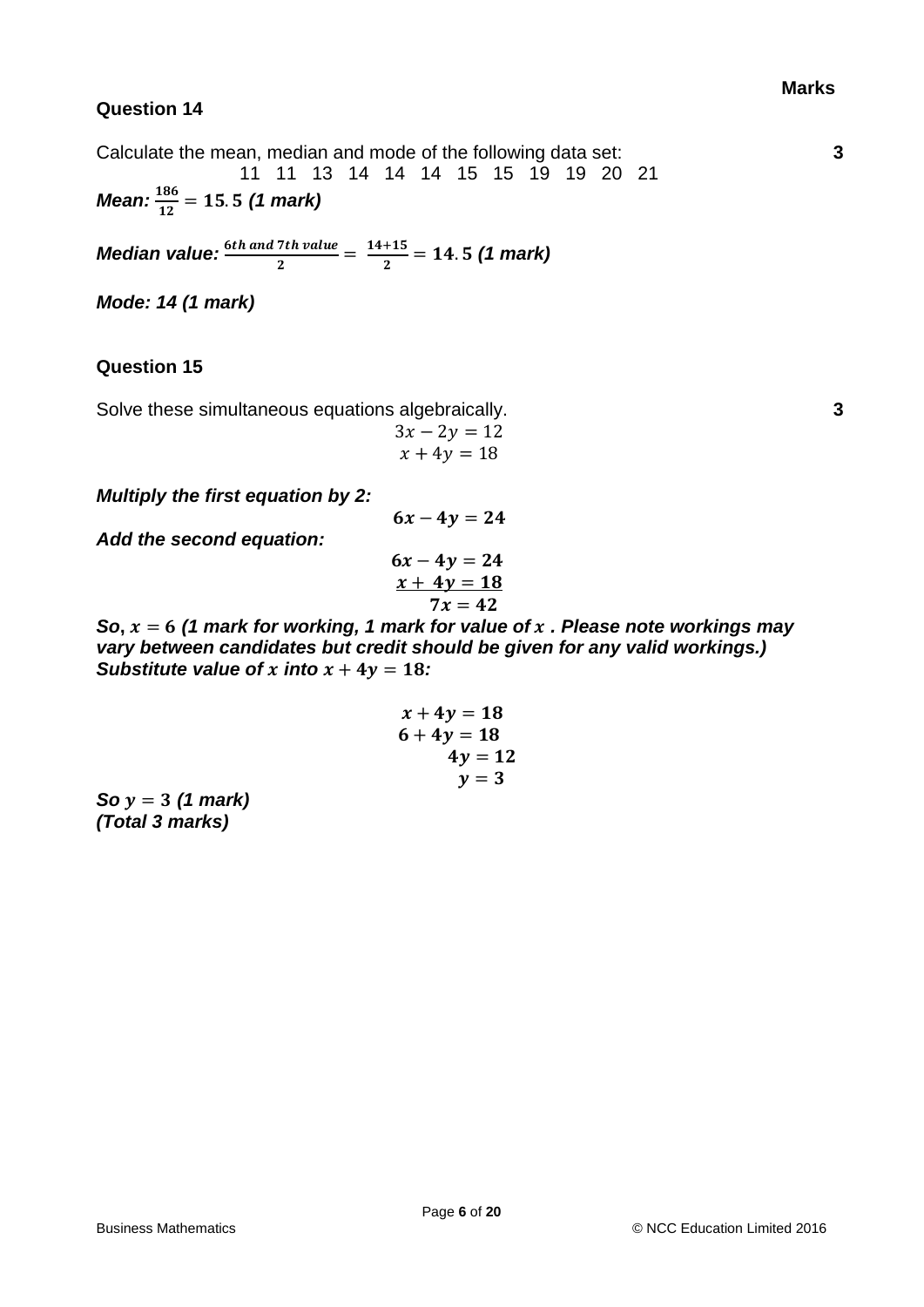**Marks**

## Question 14

Calculate the mean, median and mode of the following data set: **3**

11 11 13 14 14 14 15 15 19 19 20 21

***Mean:*** $\frac{186}{12} = 15.5$ ***(1 mark)***

***Median value:*** $\frac{6th\ and\ 7th\ value}{2} = \frac{14+15}{2} = 14.5$ ***(1 mark)***

***Mode: 14 (1 mark)***

## Question 15

Solve these simultaneous equations algebraically. **3**

$$3x - 2y = 12$$
$$x + 4y = 18$$

***Multiply the first equation by 2:***

$$6x - 4y = 24$$

***Add the second equation:***

$$6x - 4y = 24$$
$$\underline{x + 4y = 18}$$
$$7x = 42$$

***So,*** $x = 6$ ***(1 mark for working, 1 mark for value of*** $x$ ***. Please note workings may vary between candidates but credit should be given for any valid workings.)***
***Substitute value of*** $x$ ***into*** $x + 4y = 18$***:***

$$x + 4y = 18$$
$$6 + 4y = 18$$
$$4y = 12$$
$$y = 3$$

***So*** $y = 3$ ***(1 mark)***
***(Total 3 marks)***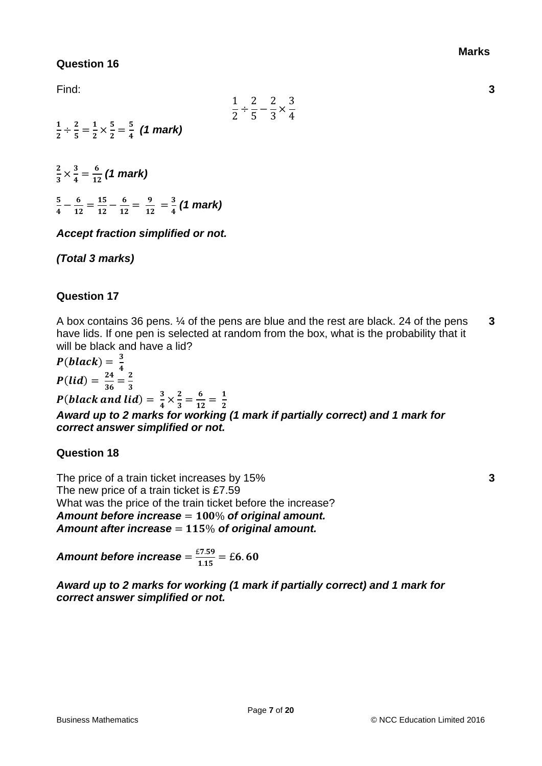**Marks**

## Question 16

Find: **3**

$$\frac{1}{2} \div \frac{2}{5} - \frac{2}{3} \times \frac{3}{4}$$

$\frac{1}{2} \div \frac{2}{5} = \frac{1}{2} \times \frac{5}{2} = \frac{5}{4}$ ***(1 mark)***

$\frac{2}{3} \times \frac{3}{4} = \frac{6}{12}$ ***(1 mark)***

$\frac{5}{4} - \frac{6}{12} = \frac{15}{12} - \frac{6}{12} = \frac{9}{12} = \frac{3}{4}$ ***(1 mark)***

***Accept fraction simplified or not.***

***(Total 3 marks)***

## Question 17

A box contains 36 pens. ¼ of the pens are blue and the rest are black. 24 of the pens have lids. If one pen is selected at random from the box, what is the probability that it will be black and have a lid? **3**

$P(black) = \frac{3}{4}$

$P(lid) = \frac{24}{36} = \frac{2}{3}$

$P(black\ and\ lid) = \frac{3}{4} \times \frac{2}{3} = \frac{6}{12} = \frac{1}{2}$

***Award up to 2 marks for working (1 mark if partially correct) and 1 mark for correct answer simplified or not.***

## Question 18

The price of a train ticket increases by 15% **3**

The new price of a train ticket is £7.59

What was the price of the train ticket before the increase?

***Amount before increase*** $= 100\%$ ***of original amount.***

***Amount after increase*** $= 115\%$ ***of original amount.***

***Amount before increase*** $= \frac{£7.59}{1.15} = £6.60$

***Award up to 2 marks for working (1 mark if partially correct) and 1 mark for correct answer simplified or not.***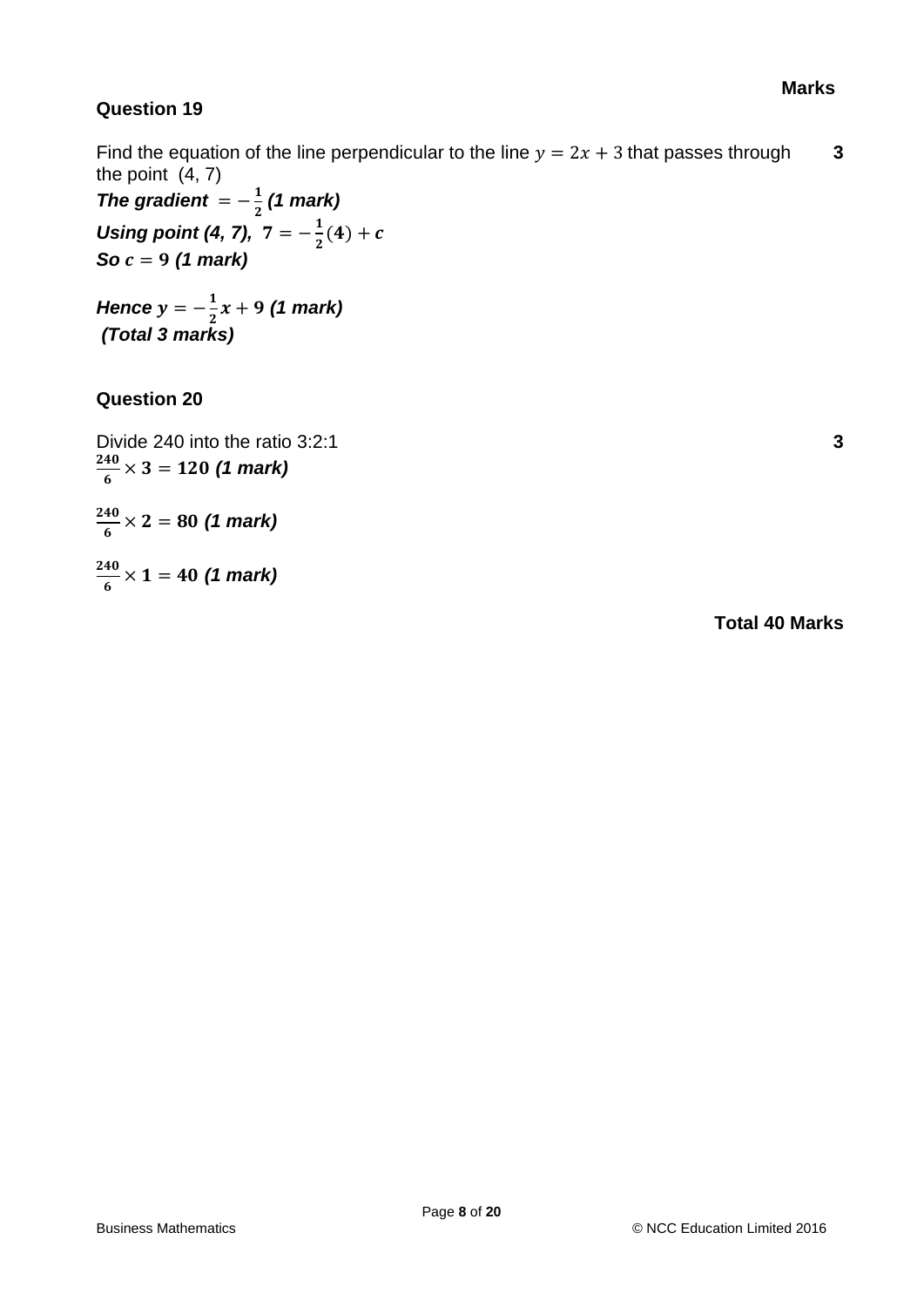**Marks**

**Question 19**

Find the equation of the line perpendicular to the line $y = 2x + 3$ that passes through the point (4, 7) **3**

***The gradient*** $= -\frac{1}{2}$ ***(1 mark)***

***Using point (4, 7),*** $7 = -\frac{1}{2}(4) + c$

***So*** $c = 9$ ***(1 mark)***

***Hence*** $y = -\frac{1}{2}x + 9$ ***(1 mark)***

***(Total 3 marks)***

**Question 20**

Divide 240 into the ratio 3:2:1 **3**

$\frac{240}{6} \times 3 = 120$ ***(1 mark)***

$\frac{240}{6} \times 2 = 80$ ***(1 mark)***

$\frac{240}{6} \times 1 = 40$ ***(1 mark)***

**Total 40 Marks**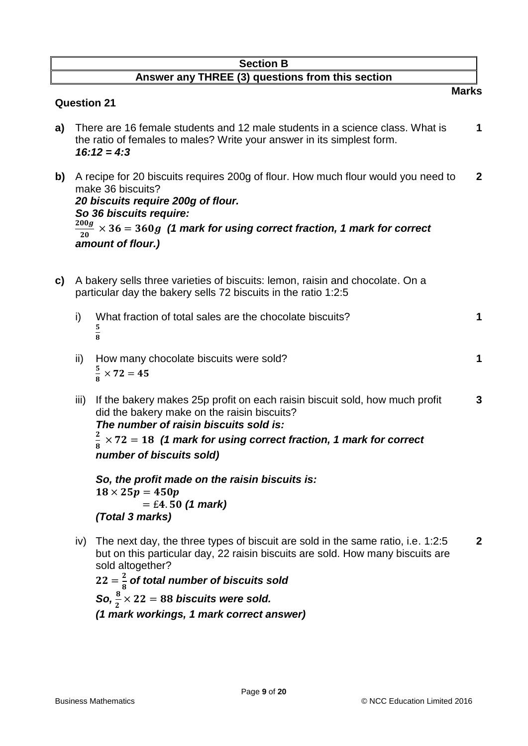| Section B |
| --- |
| Answer any THREE (3) questions from this section |

**Marks**

### Question 21

**a)** There are 16 female students and 12 male students in a science class. What is the ratio of females to males? Write your answer in its simplest form. **1**

***16:12 = 4:3***

**b)** A recipe for 20 biscuits requires 200g of flour. How much flour would you need to make 36 biscuits? **2**

***20 biscuits require 200g of flour.***
***So 36 biscuits require:***
$\frac{200g}{20} \times 36 = 360g$ ***(1 mark for using correct fraction, 1 mark for correct amount of flour.)***

**c)** A bakery sells three varieties of biscuits: lemon, raisin and chocolate. On a particular day the bakery sells 72 biscuits in the ratio 1:2:5

i) What fraction of total sales are the chocolate biscuits? **1**

$\frac{5}{8}$

ii) How many chocolate biscuits were sold? **1**

$\frac{5}{8} \times 72 = 45$

iii) If the bakery makes 25p profit on each raisin biscuit sold, how much profit did the bakery make on the raisin biscuits? **3**

***The number of raisin biscuits sold is:***
$\frac{2}{8} \times 72 = 18$ ***(1 mark for using correct fraction, 1 mark for correct number of biscuits sold)***

***So, the profit made on the raisin biscuits is:***
$18 \times 25p = 450p$
$= £4.50$ ***(1 mark)***
***(Total 3 marks)***

iv) The next day, the three types of biscuit are sold in the same ratio, i.e. 1:2:5 but on this particular day, 22 raisin biscuits are sold. How many biscuits are sold altogether? **2**

$22 = \frac{2}{8}$ ***of total number of biscuits sold***
***So,*** $\frac{8}{2} \times 22 = 88$ ***biscuits were sold.***
***(1 mark workings, 1 mark correct answer)***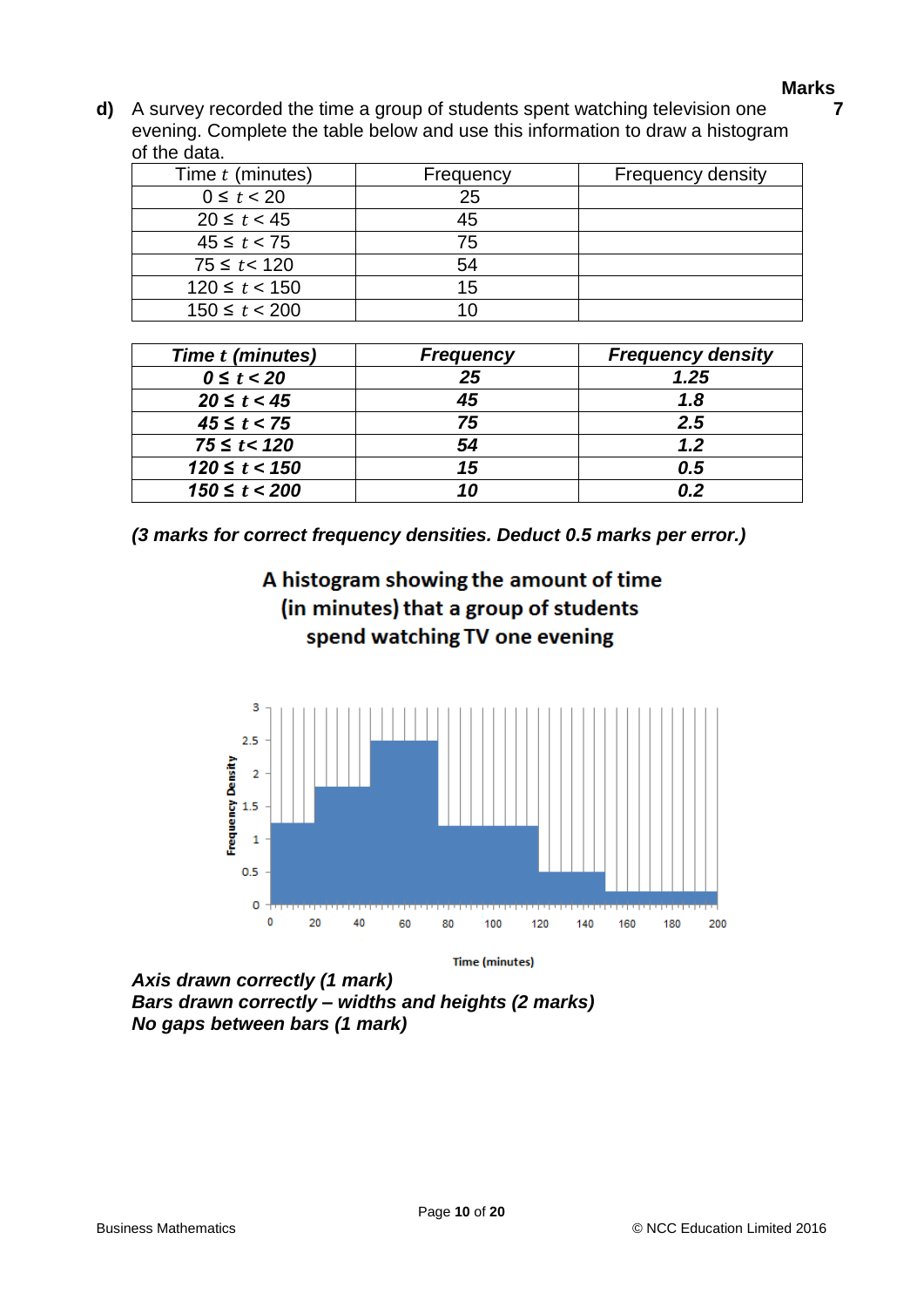**Marks**

**d)** A survey recorded the time a group of students spent watching television one evening. Complete the table below and use this information to draw a histogram of the data. **7**

| Time $t$ (minutes) | Frequency | Frequency density |
|---|---|---|
| $0 \le t < 20$ | 25 | |
| $20 \le t < 45$ | 45 | |
| $45 \le t < 75$ | 75 | |
| $75 \le t < 120$ | 54 | |
| $120 \le t < 150$ | 15 | |
| $150 \le t < 200$ | 10 | |

| ***Time t (minutes)*** | ***Frequency*** | ***Frequency density*** |
|---|---|---|
| ***$0 \le t < 20$*** | ***25*** | ***1.25*** |
| ***$20 \le t < 45$*** | ***45*** | ***1.8*** |
| ***$45 \le t < 75$*** | ***75*** | ***2.5*** |
| ***$75 \le t < 120$*** | ***54*** | ***1.2*** |
| ***$120 \le t < 150$*** | ***15*** | ***0.5*** |
| ***$150 \le t < 200$*** | ***10*** | ***0.2*** |

***(3 marks for correct frequency densities. Deduct 0.5 marks per error.)***

**A histogram showing the amount of time (in minutes) that a group of students spend watching TV one evening**

***Axis drawn correctly (1 mark)***
***Bars drawn correctly – widths and heights (2 marks)***
***No gaps between bars (1 mark)***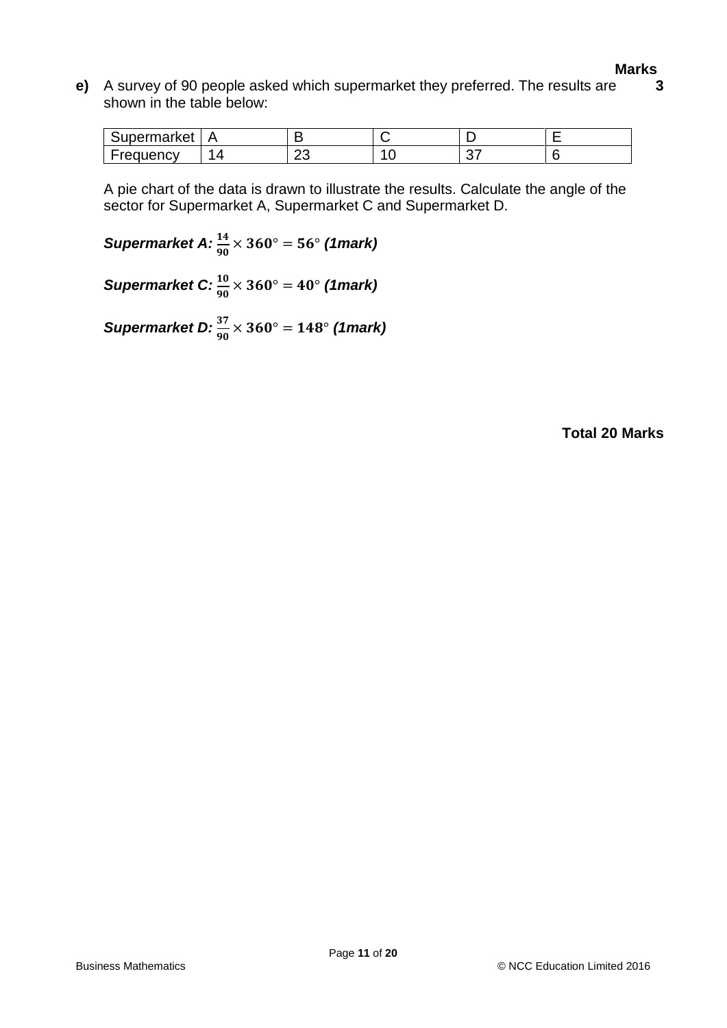**Marks**

**e)** A survey of 90 people asked which supermarket they preferred. The results are shown in the table below: **3**

| Supermarket | A | B | C | D | E |
|---|---|---|---|---|---|
| Frequency | 14 | 23 | 10 | 37 | 6 |

A pie chart of the data is drawn to illustrate the results. Calculate the angle of the sector for Supermarket A, Supermarket C and Supermarket D.

***Supermarket A:*** $\frac{14}{90} \times 360° = 56°$ ***(1mark)***

***Supermarket C:*** $\frac{10}{90} \times 360° = 40°$ ***(1mark)***

***Supermarket D:*** $\frac{37}{90} \times 360° = 148°$ ***(1mark)***

**Total 20 Marks**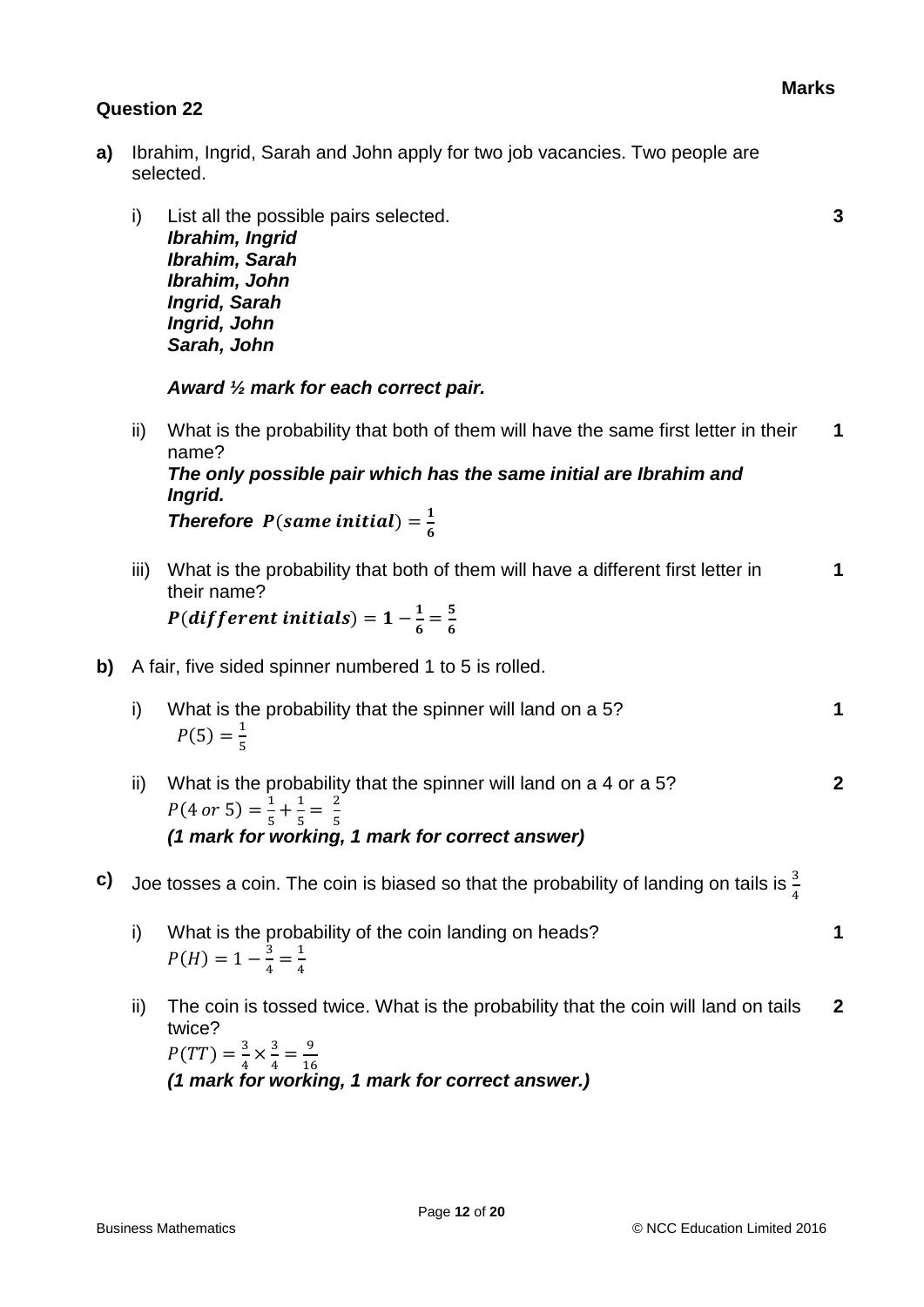**Marks**

**Question 22**

**a)** Ibrahim, Ingrid, Sarah and John apply for two job vacancies. Two people are selected.

i) List all the possible pairs selected. **3**

***Ibrahim, Ingrid***
***Ibrahim, Sarah***
***Ibrahim, John***
***Ingrid, Sarah***
***Ingrid, John***
***Sarah, John***

***Award ½ mark for each correct pair.***

ii) What is the probability that both of them will have the same first letter in their name? **1**

***The only possible pair which has the same initial are Ibrahim and Ingrid.***
***Therefore*** $\boldsymbol{P(same\ initial) = \frac{1}{6}}$

iii) What is the probability that both of them will have a different first letter in their name? **1**

$\boldsymbol{P(different\ initials) = 1 - \frac{1}{6} = \frac{5}{6}}$

**b)** A fair, five sided spinner numbered 1 to 5 is rolled.

i) What is the probability that the spinner will land on a 5? **1**

$P(5) = \frac{1}{5}$

ii) What is the probability that the spinner will land on a 4 or a 5? **2**

$P(4\ or\ 5) = \frac{1}{5} + \frac{1}{5} = \frac{2}{5}$

***(1 mark for working, 1 mark for correct answer)***

**c)** Joe tosses a coin. The coin is biased so that the probability of landing on tails is $\frac{3}{4}$

i) What is the probability of the coin landing on heads? **1**

$P(H) = 1 - \frac{3}{4} = \frac{1}{4}$

ii) The coin is tossed twice. What is the probability that the coin will land on tails twice? **2**

$P(TT) = \frac{3}{4} \times \frac{3}{4} = \frac{9}{16}$

***(1 mark for working, 1 mark for correct answer.)***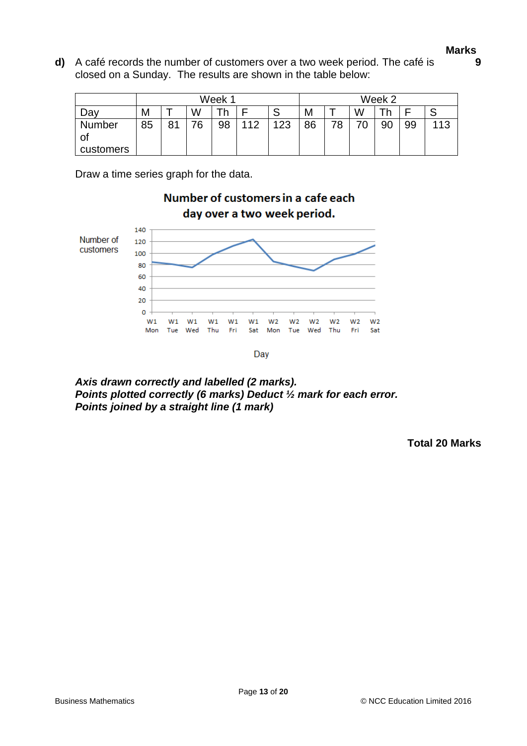**Marks**

**d)** A café records the number of customers over a two week period. The café is closed on a Sunday. The results are shown in the table below: **9**

| | Week 1 | | | | | | Week 2 | | | | | |
|---|---|---|---|---|---|---|---|---|---|---|---|---|
| Day | M | T | W | Th | F | S | M | T | W | Th | F | S |
| Number of customers | 85 | 81 | 76 | 98 | 112 | 123 | 86 | 78 | 70 | 90 | 99 | 113 |

Draw a time series graph for the data.

**Number of customers in a cafe each day over a two week period.**

Number of customers

Day

***Axis drawn correctly and labelled (2 marks).***
***Points plotted correctly (6 marks) Deduct ½ mark for each error.***
***Points joined by a straight line (1 mark)***

**Total 20 Marks**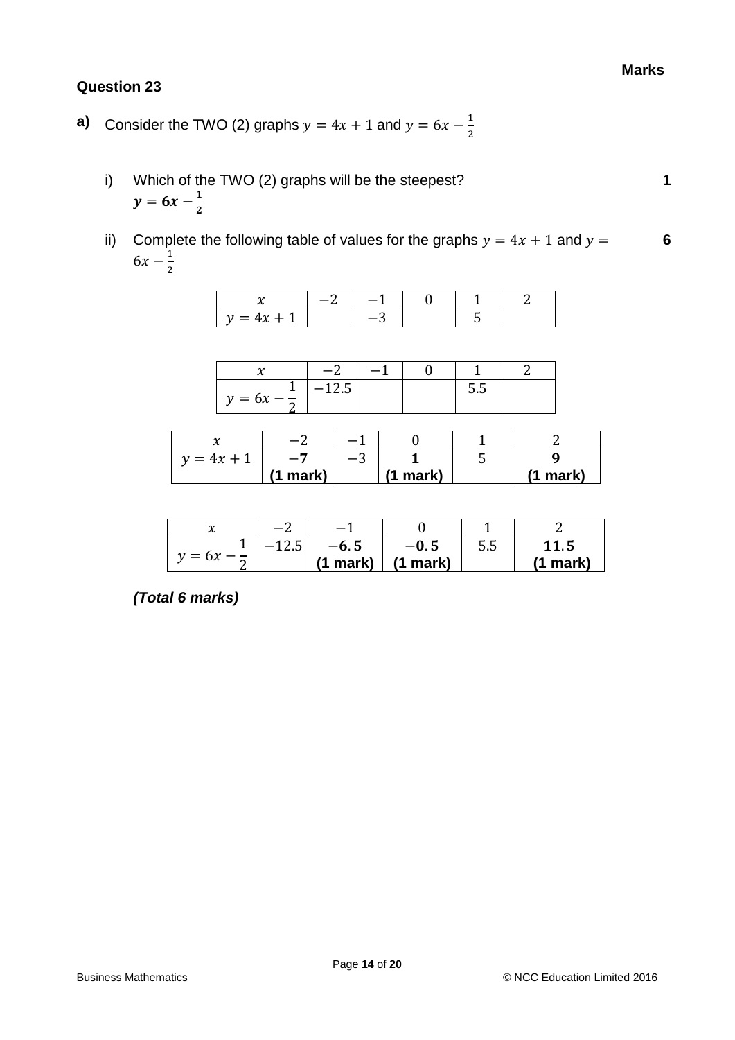**Marks**

### Question 23

**a)** Consider the TWO (2) graphs $y = 4x + 1$ and $y = 6x - \frac{1}{2}$

i) Which of the TWO (2) graphs will be the steepest? **1**

$\boldsymbol{y = 6x - \frac{1}{2}}$

ii) Complete the following table of values for the graphs $y = 4x + 1$ and $y = 6x - \frac{1}{2}$ **6**

| $x$ | $-2$ | $-1$ | $0$ | $1$ | $2$ |
|---|---|---|---|---|---|
| $y = 4x + 1$ | | $-3$ | | $5$ | |

| $x$ | $-2$ | $-1$ | $0$ | $1$ | $2$ |
|---|---|---|---|---|---|
| $y = 6x - \frac{1}{2}$ | $-12.5$ | | | $5.5$ | |

| $x$ | $-2$ | $-1$ | $0$ | $1$ | $2$ |
|---|---|---|---|---|---|
| $y = 4x + 1$ | $\boldsymbol{-7}$ **(1 mark)** | $-3$ | $\boldsymbol{1}$ **(1 mark)** | $5$ | $\boldsymbol{9}$ **(1 mark)** |

| $x$ | $-2$ | $-1$ | $0$ | $1$ | $2$ |
|---|---|---|---|---|---|
| $y = 6x - \frac{1}{2}$ | $-12.5$ | $\boldsymbol{-6.5}$ **(1 mark)** | $\boldsymbol{-0.5}$ **(1 mark)** | $5.5$ | $\boldsymbol{11.5}$ **(1 mark)** |

***(Total 6 marks)***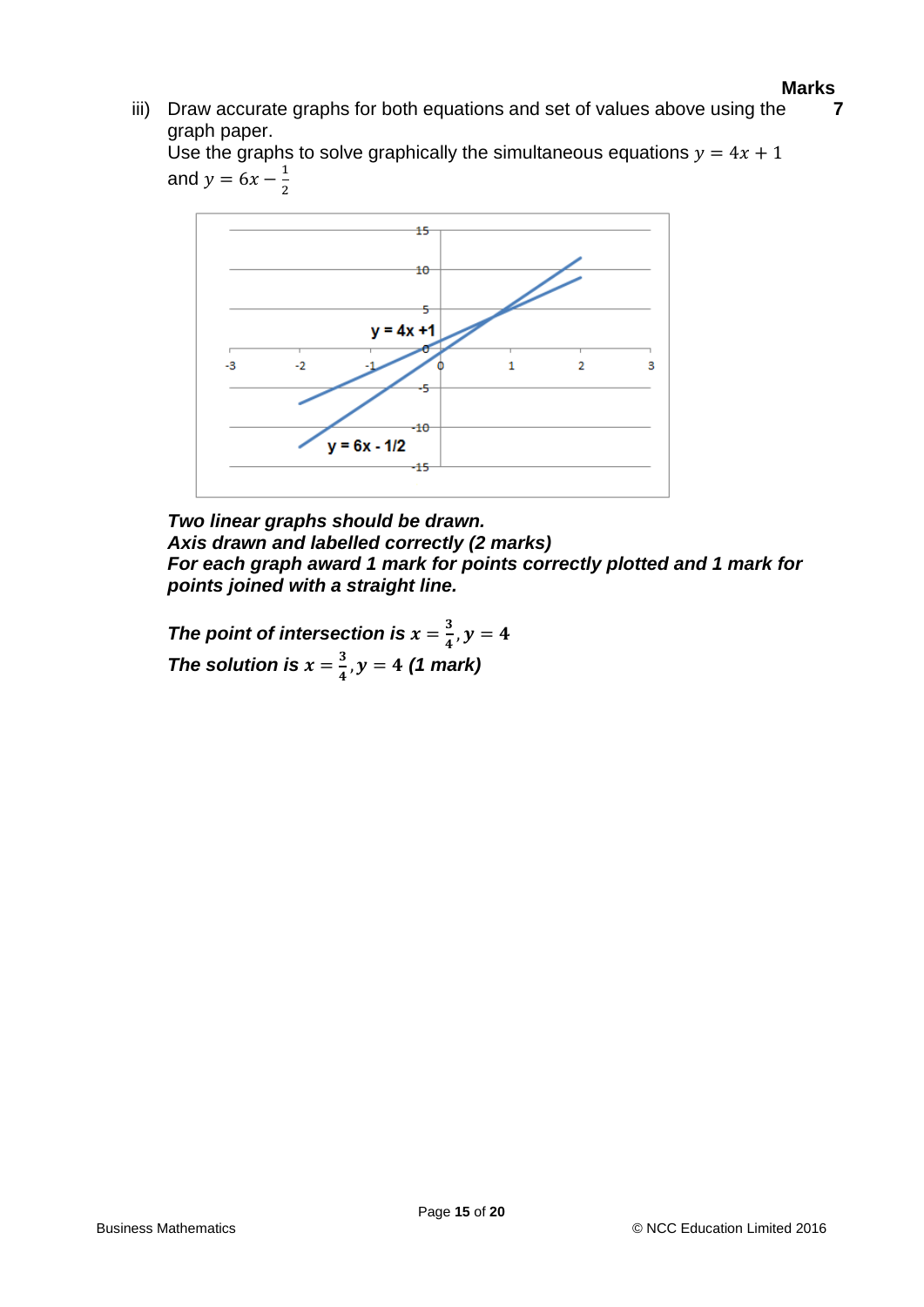**Marks**

iii) Draw accurate graphs for both equations and set of values above using the graph paper. **7**
Use the graphs to solve graphically the simultaneous equations $y = 4x + 1$ and $y = 6x - \frac{1}{2}$

***Two linear graphs should be drawn.***
***Axis drawn and labelled correctly (2 marks)***
***For each graph award 1 mark for points correctly plotted and 1 mark for points joined with a straight line.***

***The point of intersection is*** $x = \frac{3}{4}, y = 4$
***The solution is*** $x = \frac{3}{4}, y = 4$ ***(1 mark)***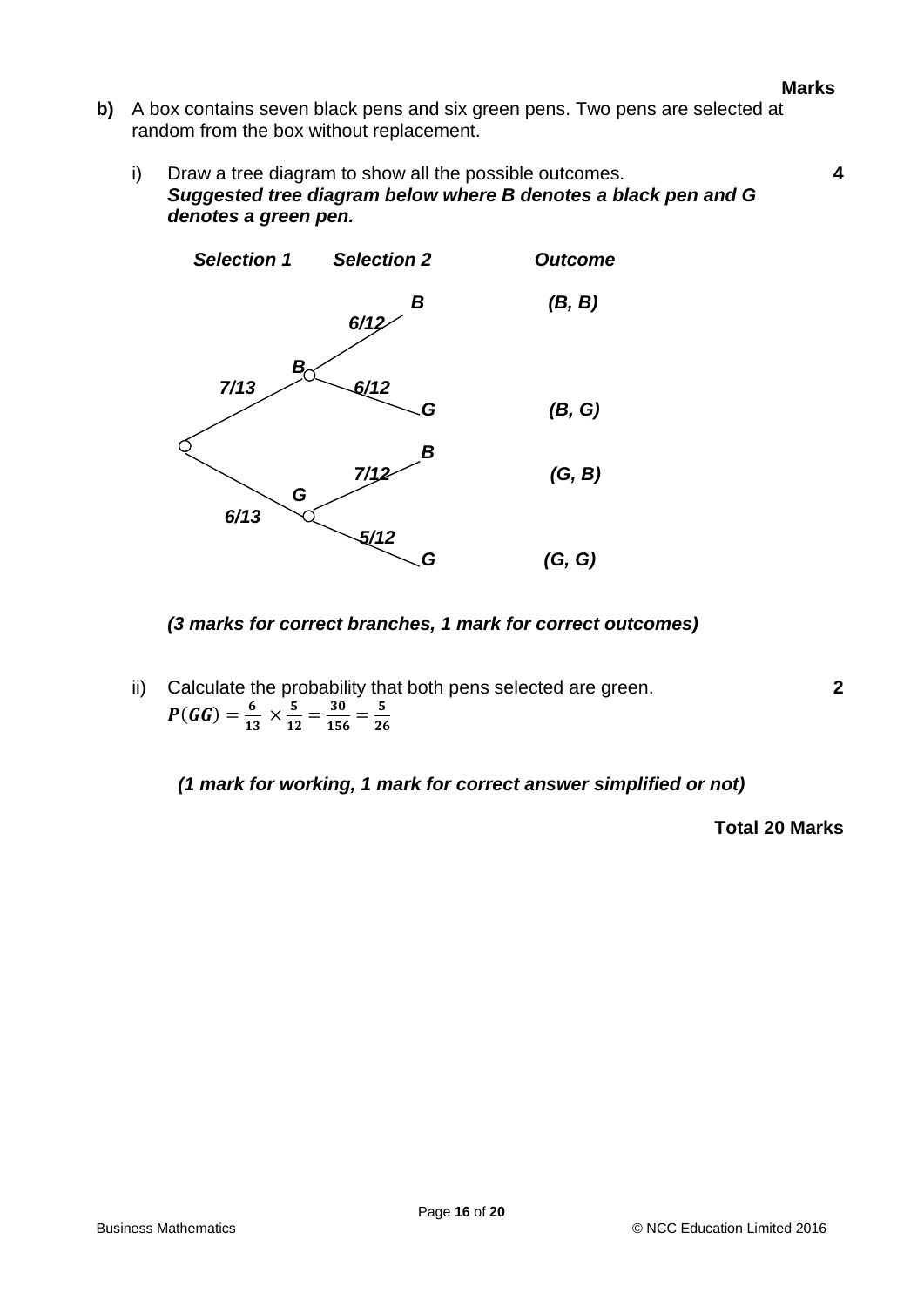**Marks**

**b)** A box contains seven black pens and six green pens. Two pens are selected at random from the box without replacement.

i) Draw a tree diagram to show all the possible outcomes. **4**

***Suggested tree diagram below where B denotes a black pen and G denotes a green pen.***

| *Selection 1* | *Selection 2* | *Outcome* |
|---|---|---|
| *B* (7/13) | *B* (6/12) | *(B, B)* |
| | *G* (6/12) | *(B, G)* |
| *G* (6/13) | *B* (7/12) | *(G, B)* |
| | *G* (5/12) | *(G, G)* |

***(3 marks for correct branches, 1 mark for correct outcomes)***

ii) Calculate the probability that both pens selected are green. **2**

$P(GG) = \frac{6}{13} \times \frac{5}{12} = \frac{30}{156} = \frac{5}{26}$

***(1 mark for working, 1 mark for correct answer simplified or not)***

**Total 20 Marks**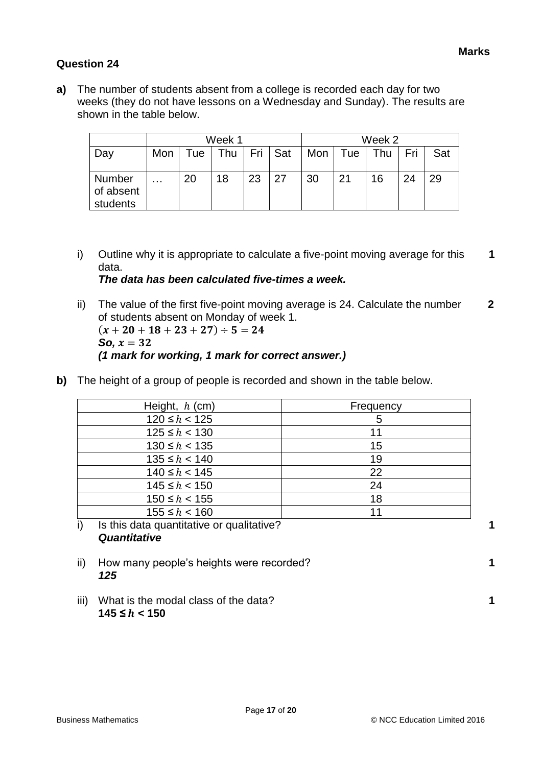**Marks**

### Question 24

**a)** The number of students absent from a college is recorded each day for two weeks (they do not have lessons on a Wednesday and Sunday). The results are shown in the table below.

| | Week 1 | | | | | Week 2 | | | | |
|---|---|---|---|---|---|---|---|---|---|---|
| Day | Mon | Tue | Thu | Fri | Sat | Mon | Tue | Thu | Fri | Sat |
| Number of absent students | … | 20 | 18 | 23 | 27 | 30 | 21 | 16 | 24 | 29 |

i) Outline why it is appropriate to calculate a five-point moving average for this data. **1**
***The data has been calculated five-times a week.***

ii) The value of the first five-point moving average is 24. Calculate the number of students absent on Monday of week 1. **2**
$(x + 20 + 18 + 23 + 27) \div 5 = 24$
***So,*** $x = 32$
***(1 mark for working, 1 mark for correct answer.)***

**b)** The height of a group of people is recorded and shown in the table below.

| Height, $h$ (cm) | Frequency |
|---|---|
| $120 \leq h < 125$ | 5 |
| $125 \leq h < 130$ | 11 |
| $130 \leq h < 135$ | 15 |
| $135 \leq h < 140$ | 19 |
| $140 \leq h < 145$ | 22 |
| $145 \leq h < 150$ | 24 |
| $150 \leq h < 155$ | 18 |
| $155 \leq h < 160$ | 11 |

i) Is this data quantitative or qualitative? **1**
***Quantitative***

ii) How many people's heights were recorded? **1**
***125***

iii) What is the modal class of the data? **1**
**$145 \leq h < 150$**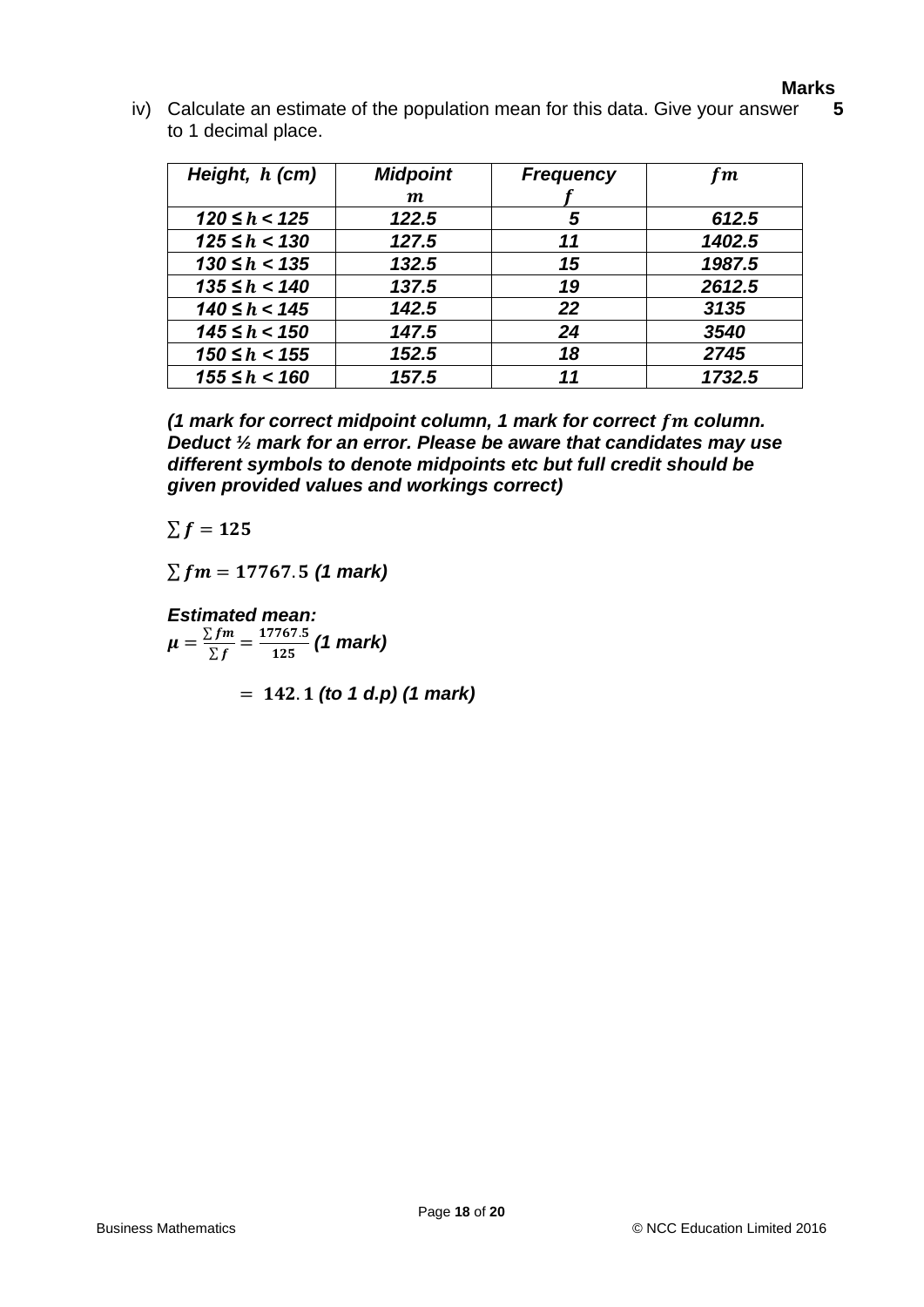**Marks**

iv) Calculate an estimate of the population mean for this data. Give your answer to 1 decimal place. **5**

| ***Height, $h$ (cm)*** | ***Midpoint $m$*** | ***Frequency $f$*** | ***$fm$*** |
|---|---|---|---|
| ***120 ≤ $h$ < 125*** | ***122.5*** | ***5*** | ***612.5*** |
| ***125 ≤ $h$ < 130*** | ***127.5*** | ***11*** | ***1402.5*** |
| ***130 ≤ $h$ < 135*** | ***132.5*** | ***15*** | ***1987.5*** |
| ***135 ≤ $h$ < 140*** | ***137.5*** | ***19*** | ***2612.5*** |
| ***140 ≤ $h$ < 145*** | ***142.5*** | ***22*** | ***3135*** |
| ***145 ≤ $h$ < 150*** | ***147.5*** | ***24*** | ***3540*** |
| ***150 ≤ $h$ < 155*** | ***152.5*** | ***18*** | ***2745*** |
| ***155 ≤ $h$ < 160*** | ***157.5*** | ***11*** | ***1732.5*** |

***(1 mark for correct midpoint column, 1 mark for correct $fm$ column. Deduct ½ mark for an error. Please be aware that candidates may use different symbols to denote midpoints etc but full credit should be given provided values and workings correct)***

$\sum f = 125$

$\sum fm = 17767.5$ ***(1 mark)***

***Estimated mean:***

$\mu = \frac{\sum fm}{\sum f} = \frac{17767.5}{125}$ ***(1 mark)***

$= 142.1$ ***(to 1 d.p) (1 mark)***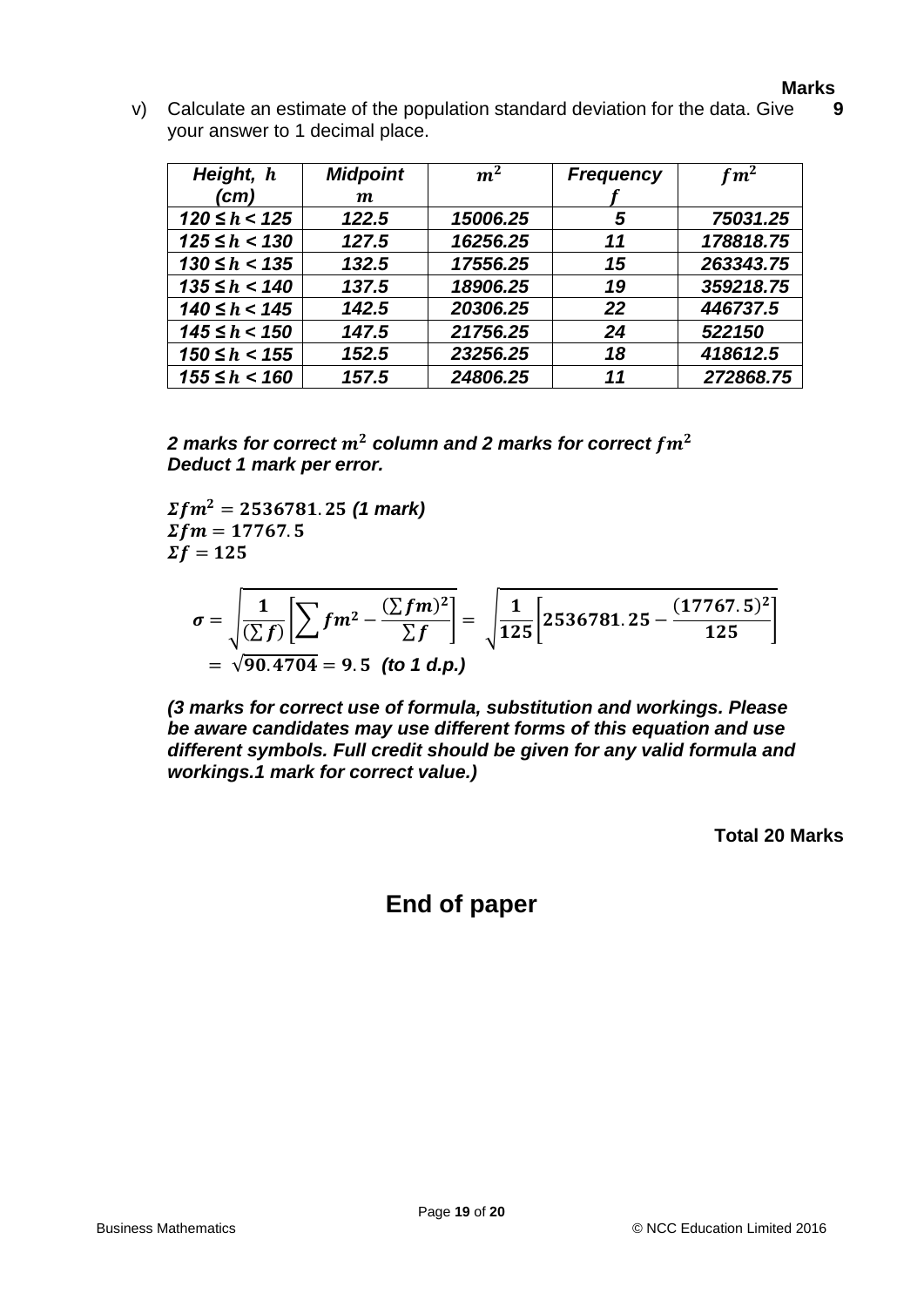**Marks**

v) Calculate an estimate of the population standard deviation for the data. Give your answer to 1 decimal place. **9**

| ***Height, $h$ (cm)*** | ***Midpoint $m$*** | $m^2$ | ***Frequency $f$*** | $fm^2$ |
|---|---|---|---|---|
| ***120 ≤ $h$ < 125*** | ***122.5*** | ***15006.25*** | ***5*** | ***75031.25*** |
| ***125 ≤ $h$ < 130*** | ***127.5*** | ***16256.25*** | ***11*** | ***178818.75*** |
| ***130 ≤ $h$ < 135*** | ***132.5*** | ***17556.25*** | ***15*** | ***263343.75*** |
| ***135 ≤ $h$ < 140*** | ***137.5*** | ***18906.25*** | ***19*** | ***359218.75*** |
| ***140 ≤ $h$ < 145*** | ***142.5*** | ***20306.25*** | ***22*** | ***446737.5*** |
| ***145 ≤ $h$ < 150*** | ***147.5*** | ***21756.25*** | ***24*** | ***522150*** |
| ***150 ≤ $h$ < 155*** | ***152.5*** | ***23256.25*** | ***18*** | ***418612.5*** |
| ***155 ≤ $h$ < 160*** | ***157.5*** | ***24806.25*** | ***11*** | ***272868.75*** |

***2 marks for correct $m^2$ column and 2 marks for correct $fm^2$***
***Deduct 1 mark per error.***

$\Sigma fm^2 = 2536781.25$ ***(1 mark)***
$\Sigma fm = 17767.5$
$\Sigma f = 125$

$$\sigma = \sqrt{\frac{1}{(\sum f)}\left[\sum fm^2 - \frac{(\sum fm)^2}{\sum f}\right]} = \sqrt{\frac{1}{125}\left[2536781.25 - \frac{(17767.5)^2}{125}\right]}$$

$$= \sqrt{90.4704} = 9.5 \text{ (to 1 d.p.)}$$

***(3 marks for correct use of formula, substitution and workings. Please be aware candidates may use different forms of this equation and use different symbols. Full credit should be given for any valid formula and workings.1 mark for correct value.)***

**Total 20 Marks**

## End of paper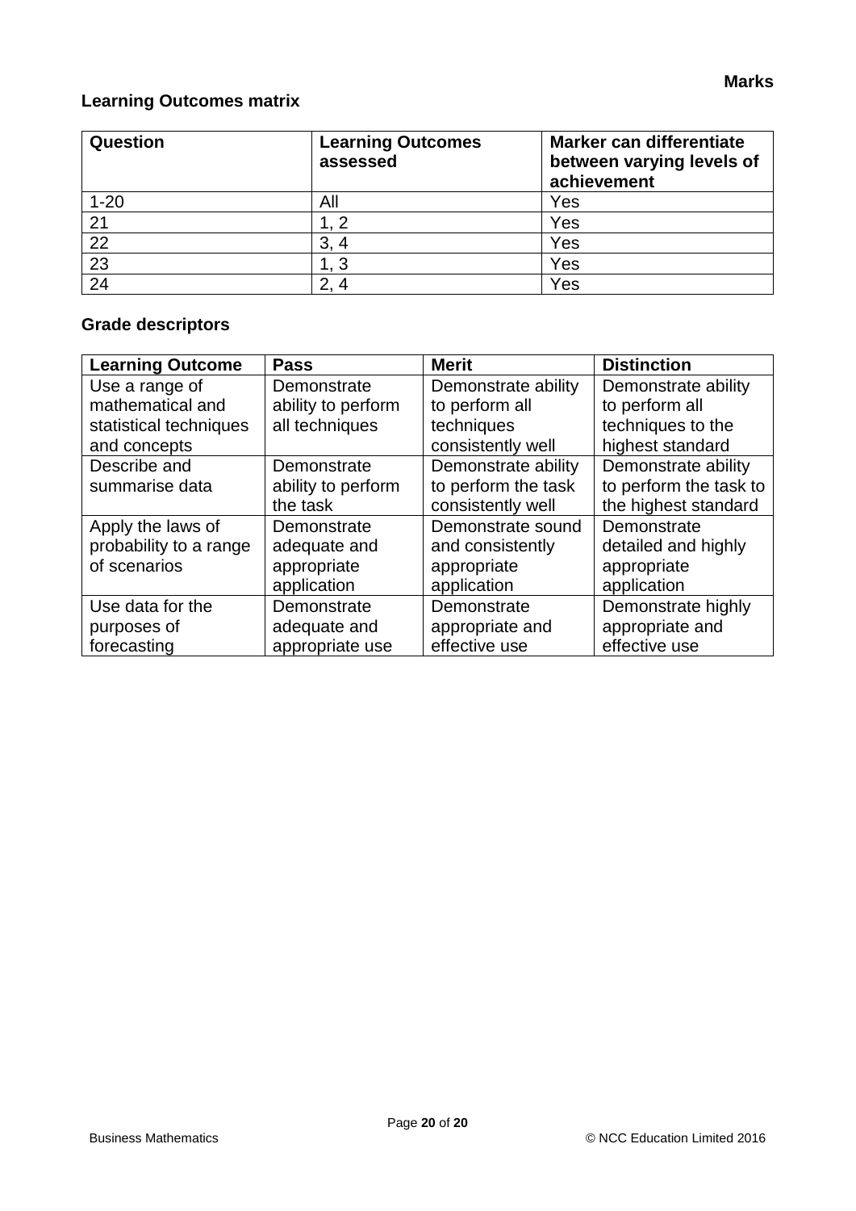**Marks**

## Learning Outcomes matrix

| Question | Learning Outcomes assessed | Marker can differentiate between varying levels of achievement |
|---|---|---|
| 1-20 | All | Yes |
| 21 | 1, 2 | Yes |
| 22 | 3, 4 | Yes |
| 23 | 1, 3 | Yes |
| 24 | 2, 4 | Yes |

## Grade descriptors

| Learning Outcome | Pass | Merit | Distinction |
|---|---|---|---|
| Use a range of mathematical and statistical techniques and concepts | Demonstrate ability to perform all techniques | Demonstrate ability to perform all techniques consistently well | Demonstrate ability to perform all techniques to the highest standard |
| Describe and summarise data | Demonstrate ability to perform the task | Demonstrate ability to perform the task consistently well | Demonstrate ability to perform the task to the highest standard |
| Apply the laws of probability to a range of scenarios | Demonstrate adequate and appropriate application | Demonstrate sound and consistently appropriate application | Demonstrate detailed and highly appropriate application |
| Use data for the purposes of forecasting | Demonstrate adequate and appropriate use | Demonstrate appropriate and effective use | Demonstrate highly appropriate and effective use |